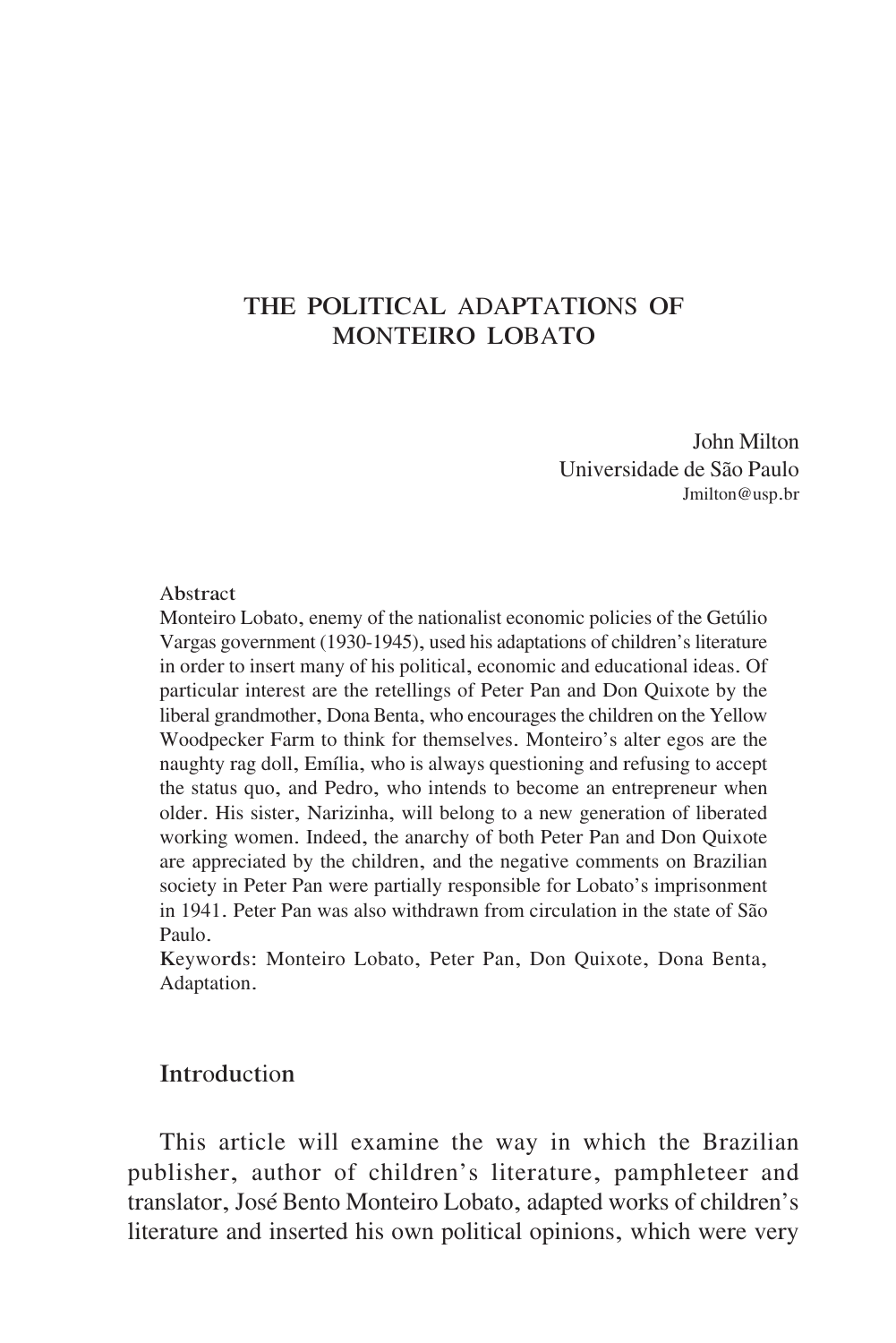# THE POLITICAL ADAPTATIONS OF MONTEIRO LOBATO

John Milton
Universidade de São Paulo
Jmilton@usp.br

**Abstract**

Monteiro Lobato, enemy of the nationalist economic policies of the Getúlio Vargas government (1930-1945), used his adaptations of children's literature in order to insert many of his political, economic and educational ideas. Of particular interest are the retellings of Peter Pan and Don Quixote by the liberal grandmother, Dona Benta, who encourages the children on the Yellow Woodpecker Farm to think for themselves. Monteiro's alter egos are the naughty rag doll, Emília, who is always questioning and refusing to accept the status quo, and Pedro, who intends to become an entrepreneur when older. His sister, Narizinha, will belong to a new generation of liberated working women. Indeed, the anarchy of both Peter Pan and Don Quixote are appreciated by the children, and the negative comments on Brazilian society in Peter Pan were partially responsible for Lobato's imprisonment in 1941. Peter Pan was also withdrawn from circulation in the state of São Paulo.

**Keywords**: Monteiro Lobato, Peter Pan, Don Quixote, Dona Benta, Adaptation.

## Introduction

This article will examine the way in which the Brazilian publisher, author of children's literature, pamphleteer and translator, José Bento Monteiro Lobato, adapted works of children's literature and inserted his own political opinions, which were very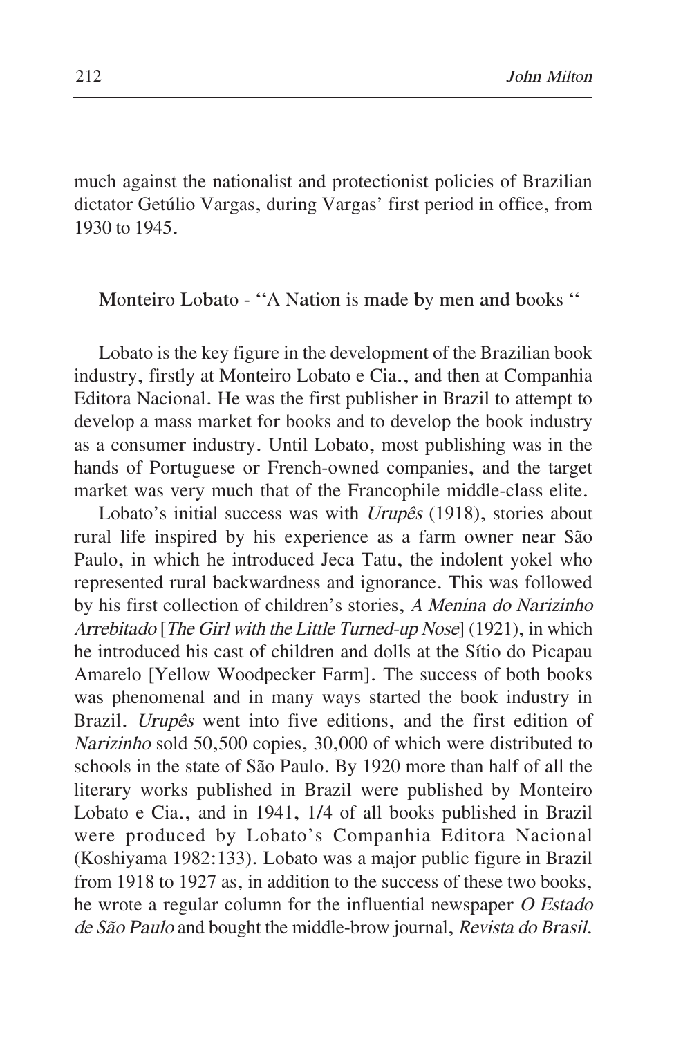much against the nationalist and protectionist policies of Brazilian dictator Getúlio Vargas, during Vargas' first period in office, from 1930 to 1945.

## Monteiro Lobato - "A Nation is made by men and books "

Lobato is the key figure in the development of the Brazilian book industry, firstly at Monteiro Lobato e Cia., and then at Companhia Editora Nacional. He was the first publisher in Brazil to attempt to develop a mass market for books and to develop the book industry as a consumer industry. Until Lobato, most publishing was in the hands of Portuguese or French-owned companies, and the target market was very much that of the Francophile middle-class elite.

Lobato's initial success was with *Urupês* (1918), stories about rural life inspired by his experience as a farm owner near São Paulo, in which he introduced Jeca Tatu, the indolent yokel who represented rural backwardness and ignorance. This was followed by his first collection of children's stories, *A Menina do Narizinho Arrebitado* [*The Girl with the Little Turned-up Nose*] (1921), in which he introduced his cast of children and dolls at the Sítio do Picapau Amarelo [Yellow Woodpecker Farm]. The success of both books was phenomenal and in many ways started the book industry in Brazil. *Urupês* went into five editions, and the first edition of *Narizinho* sold 50,500 copies, 30,000 of which were distributed to schools in the state of São Paulo. By 1920 more than half of all the literary works published in Brazil were published by Monteiro Lobato e Cia., and in 1941, 1/4 of all books published in Brazil were produced by Lobato's Companhia Editora Nacional (Koshiyama 1982:133). Lobato was a major public figure in Brazil from 1918 to 1927 as, in addition to the success of these two books, he wrote a regular column for the influential newspaper *O Estado de São Paulo* and bought the middle-brow journal, *Revista do Brasil*.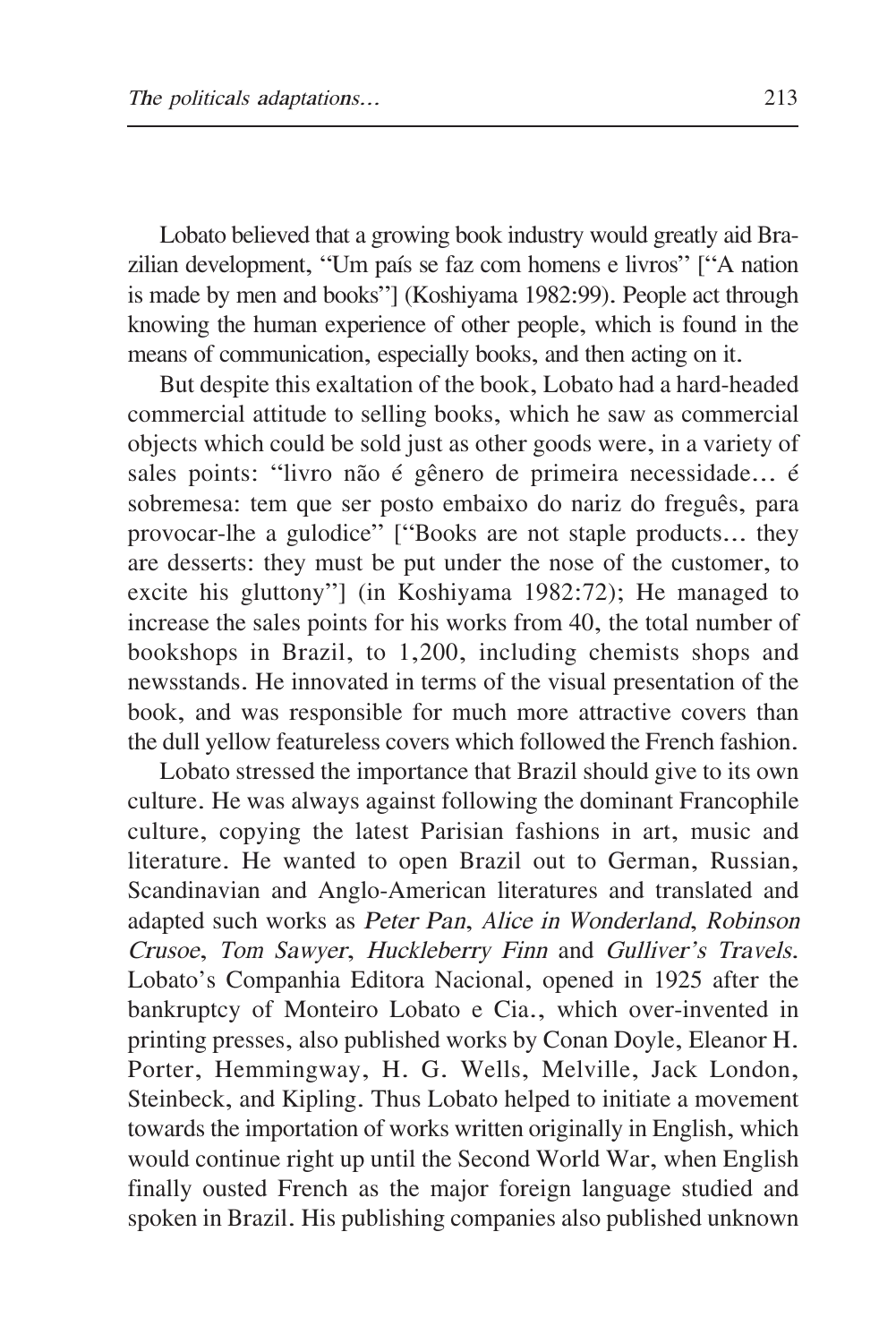Lobato believed that a growing book industry would greatly aid Brazilian development, "Um país se faz com homens e livros" ["A nation is made by men and books"] (Koshiyama 1982:99). People act through knowing the human experience of other people, which is found in the means of communication, especially books, and then acting on it.

But despite this exaltation of the book, Lobato had a hard-headed commercial attitude to selling books, which he saw as commercial objects which could be sold just as other goods were, in a variety of sales points: "livro não é gênero de primeira necessidade… é sobremesa: tem que ser posto embaixo do nariz do freguês, para provocar-lhe a gulodice" ["Books are not staple products… they are desserts: they must be put under the nose of the customer, to excite his gluttony"] (in Koshiyama 1982:72); He managed to increase the sales points for his works from 40, the total number of bookshops in Brazil, to 1,200, including chemists shops and newsstands. He innovated in terms of the visual presentation of the book, and was responsible for much more attractive covers than the dull yellow featureless covers which followed the French fashion.

Lobato stressed the importance that Brazil should give to its own culture. He was always against following the dominant Francophile culture, copying the latest Parisian fashions in art, music and literature. He wanted to open Brazil out to German, Russian, Scandinavian and Anglo-American literatures and translated and adapted such works as *Peter Pan*, *Alice in Wonderland*, *Robinson Crusoe*, *Tom Sawyer*, *Huckleberry Finn* and *Gulliver's Travels*. Lobato's Companhia Editora Nacional, opened in 1925 after the bankruptcy of Monteiro Lobato e Cia., which over-invented in printing presses, also published works by Conan Doyle, Eleanor H. Porter, Hemmingway, H. G. Wells, Melville, Jack London, Steinbeck, and Kipling. Thus Lobato helped to initiate a movement towards the importation of works written originally in English, which would continue right up until the Second World War, when English finally ousted French as the major foreign language studied and spoken in Brazil. His publishing companies also published unknown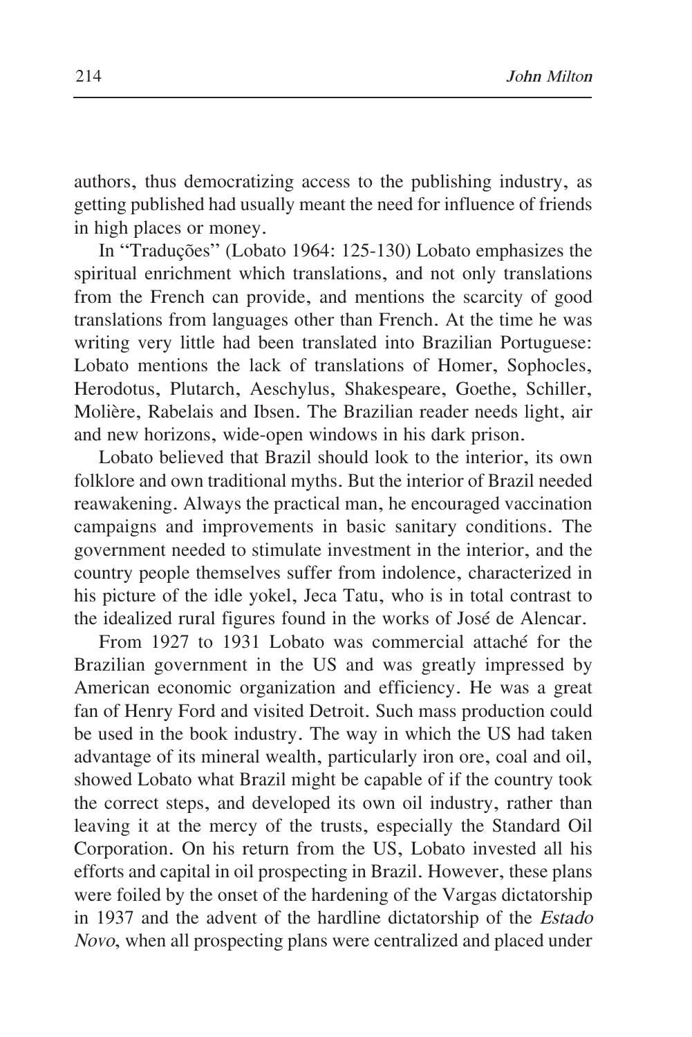authors, thus democratizing access to the publishing industry, as getting published had usually meant the need for influence of friends in high places or money.

In "Traduções" (Lobato 1964: 125-130) Lobato emphasizes the spiritual enrichment which translations, and not only translations from the French can provide, and mentions the scarcity of good translations from languages other than French. At the time he was writing very little had been translated into Brazilian Portuguese: Lobato mentions the lack of translations of Homer, Sophocles, Herodotus, Plutarch, Aeschylus, Shakespeare, Goethe, Schiller, Molière, Rabelais and Ibsen. The Brazilian reader needs light, air and new horizons, wide-open windows in his dark prison.

Lobato believed that Brazil should look to the interior, its own folklore and own traditional myths. But the interior of Brazil needed reawakening. Always the practical man, he encouraged vaccination campaigns and improvements in basic sanitary conditions. The government needed to stimulate investment in the interior, and the country people themselves suffer from indolence, characterized in his picture of the idle yokel, Jeca Tatu, who is in total contrast to the idealized rural figures found in the works of José de Alencar.

From 1927 to 1931 Lobato was commercial attaché for the Brazilian government in the US and was greatly impressed by American economic organization and efficiency. He was a great fan of Henry Ford and visited Detroit. Such mass production could be used in the book industry. The way in which the US had taken advantage of its mineral wealth, particularly iron ore, coal and oil, showed Lobato what Brazil might be capable of if the country took the correct steps, and developed its own oil industry, rather than leaving it at the mercy of the trusts, especially the Standard Oil Corporation. On his return from the US, Lobato invested all his efforts and capital in oil prospecting in Brazil. However, these plans were foiled by the onset of the hardening of the Vargas dictatorship in 1937 and the advent of the hardline dictatorship of the *Estado Novo*, when all prospecting plans were centralized and placed under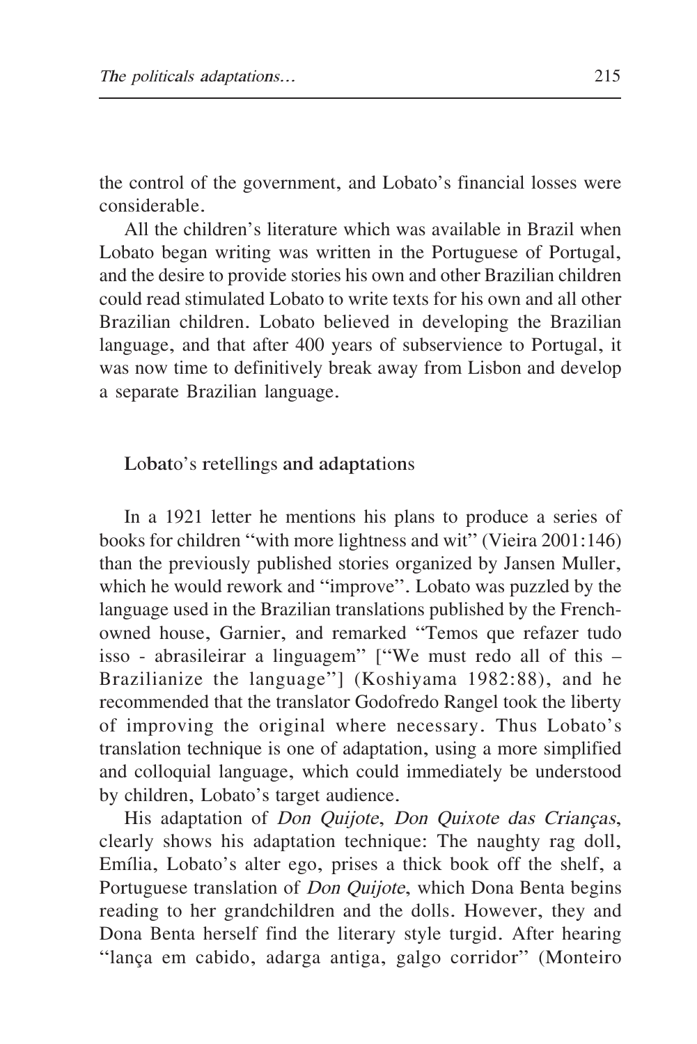the control of the government, and Lobato's financial losses were considerable.

All the children's literature which was available in Brazil when Lobato began writing was written in the Portuguese of Portugal, and the desire to provide stories his own and other Brazilian children could read stimulated Lobato to write texts for his own and all other Brazilian children. Lobato believed in developing the Brazilian language, and that after 400 years of subservience to Portugal, it was now time to definitively break away from Lisbon and develop a separate Brazilian language.

## Lobato's retellings and adaptations

In a 1921 letter he mentions his plans to produce a series of books for children "with more lightness and wit" (Vieira 2001:146) than the previously published stories organized by Jansen Muller, which he would rework and "improve". Lobato was puzzled by the language used in the Brazilian translations published by the French-owned house, Garnier, and remarked "Temos que refazer tudo isso - abrasileirar a linguagem" ["We must redo all of this – Brazilianize the language"] (Koshiyama 1982:88), and he recommended that the translator Godofredo Rangel took the liberty of improving the original where necessary. Thus Lobato's translation technique is one of adaptation, using a more simplified and colloquial language, which could immediately be understood by children, Lobato's target audience.

His adaptation of *Don Quijote*, *Don Quixote das Crianças*, clearly shows his adaptation technique: The naughty rag doll, Emília, Lobato's alter ego, prises a thick book off the shelf, a Portuguese translation of *Don Quijote*, which Dona Benta begins reading to her grandchildren and the dolls. However, they and Dona Benta herself find the literary style turgid. After hearing "lança em cabido, adarga antiga, galgo corridor" (Monteiro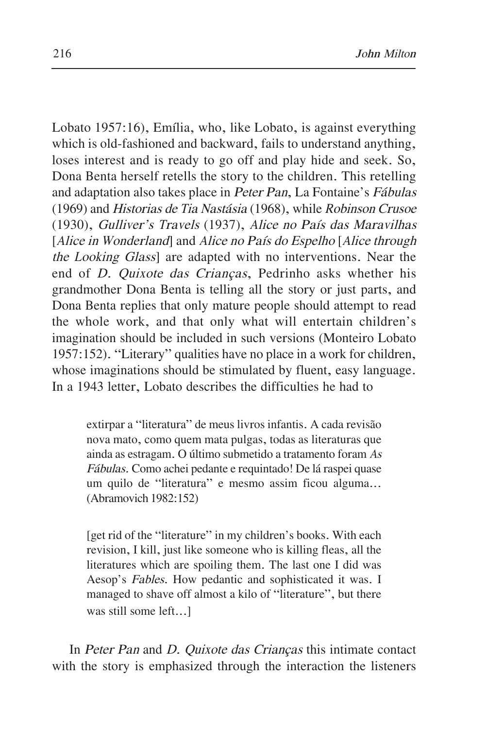Lobato 1957:16), Emília, who, like Lobato, is against everything which is old-fashioned and backward, fails to understand anything, loses interest and is ready to go off and play hide and seek. So, Dona Benta herself retells the story to the children. This retelling and adaptation also takes place in *Peter Pan*, La Fontaine's *Fábulas* (1969) and *Historias de Tia Nastásia* (1968), while *Robinson Crusoe* (1930), *Gulliver's Travels* (1937), *Alice no País das Maravilhas* [*Alice in Wonderland*] and *Alice no País do Espelho* [*Alice through the Looking Glass*] are adapted with no interventions. Near the end of *D. Quixote das Crianças*, Pedrinho asks whether his grandmother Dona Benta is telling all the story or just parts, and Dona Benta replies that only mature people should attempt to read the whole work, and that only what will entertain children's imagination should be included in such versions (Monteiro Lobato 1957:152). "Literary" qualities have no place in a work for children, whose imaginations should be stimulated by fluent, easy language. In a 1943 letter, Lobato describes the difficulties he had to

> extirpar a "literatura" de meus livros infantis. A cada revisão nova mato, como quem mata pulgas, todas as literaturas que ainda as estragam. O último submetido a tratamento foram *As Fábulas*. Como achei pedante e requintado! De lá raspei quase um quilo de "literatura" e mesmo assim ficou alguma… (Abramovich 1982:152)

> [get rid of the "literature" in my children's books. With each revision, I kill, just like someone who is killing fleas, all the literatures which are spoiling them. The last one I did was Aesop's *Fables*. How pedantic and sophisticated it was. I managed to shave off almost a kilo of "literature", but there was still some left…]

In *Peter Pan* and *D. Quixote das Crianças* this intimate contact with the story is emphasized through the interaction the listeners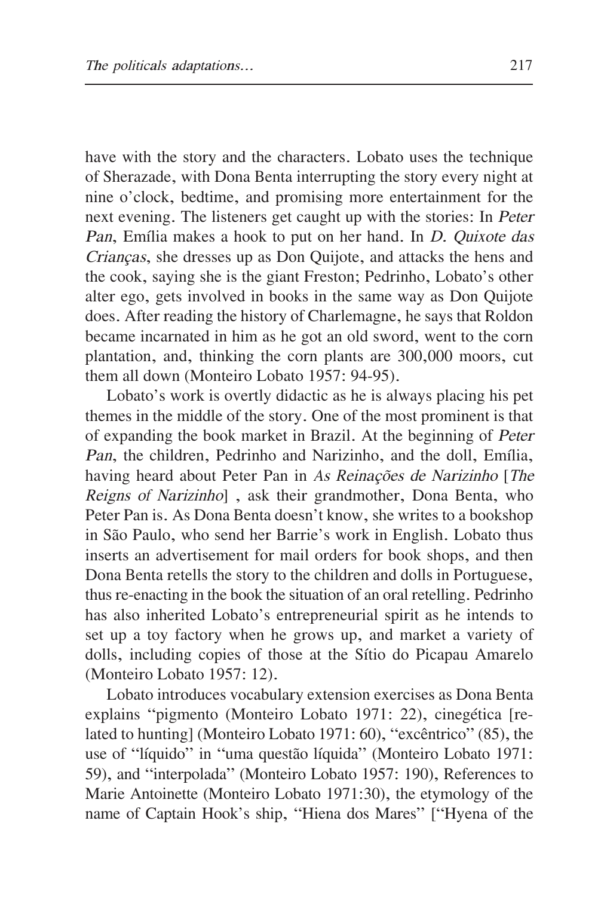have with the story and the characters. Lobato uses the technique of Sherazade, with Dona Benta interrupting the story every night at nine o'clock, bedtime, and promising more entertainment for the next evening. The listeners get caught up with the stories: In *Peter Pan*, Emília makes a hook to put on her hand. In *D. Quixote das Crianças*, she dresses up as Don Quijote, and attacks the hens and the cook, saying she is the giant Freston; Pedrinho, Lobato's other alter ego, gets involved in books in the same way as Don Quijote does. After reading the history of Charlemagne, he says that Roldon became incarnated in him as he got an old sword, went to the corn plantation, and, thinking the corn plants are 300,000 moors, cut them all down (Monteiro Lobato 1957: 94-95).

Lobato's work is overtly didactic as he is always placing his pet themes in the middle of the story. One of the most prominent is that of expanding the book market in Brazil. At the beginning of *Peter Pan*, the children, Pedrinho and Narizinho, and the doll, Emília, having heard about Peter Pan in *As Reinações de Narizinho* [*The Reigns of Narizinho*] , ask their grandmother, Dona Benta, who Peter Pan is. As Dona Benta doesn't know, she writes to a bookshop in São Paulo, who send her Barrie's work in English. Lobato thus inserts an advertisement for mail orders for book shops, and then Dona Benta retells the story to the children and dolls in Portuguese, thus re-enacting in the book the situation of an oral retelling. Pedrinho has also inherited Lobato's entrepreneurial spirit as he intends to set up a toy factory when he grows up, and market a variety of dolls, including copies of those at the Sítio do Picapau Amarelo (Monteiro Lobato 1957: 12).

Lobato introduces vocabulary extension exercises as Dona Benta explains "pigmento (Monteiro Lobato 1971: 22), cinegética [related to hunting] (Monteiro Lobato 1971: 60), "excêntrico" (85), the use of "líquido" in "uma questão líquida" (Monteiro Lobato 1971: 59), and "interpolada" (Monteiro Lobato 1957: 190), References to Marie Antoinette (Monteiro Lobato 1971:30), the etymology of the name of Captain Hook's ship, "Hiena dos Mares" ["Hyena of the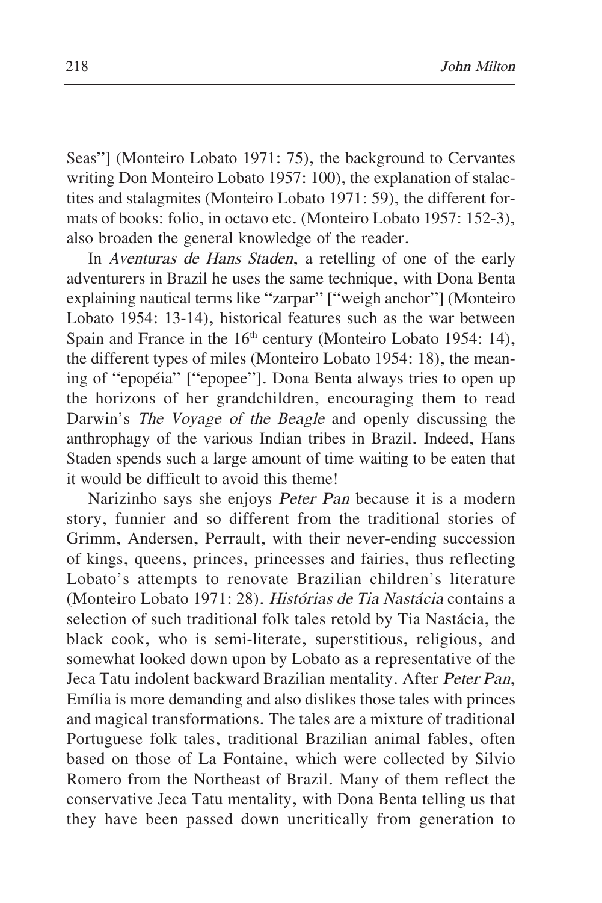Seas"] (Monteiro Lobato 1971: 75), the background to Cervantes writing Don Monteiro Lobato 1957: 100), the explanation of stalactites and stalagmites (Monteiro Lobato 1971: 59), the different formats of books: folio, in octavo etc. (Monteiro Lobato 1957: 152-3), also broaden the general knowledge of the reader.

In *Aventuras de Hans Staden*, a retelling of one of the early adventurers in Brazil he uses the same technique, with Dona Benta explaining nautical terms like "zarpar" ["weigh anchor"] (Monteiro Lobato 1954: 13-14), historical features such as the war between Spain and France in the 16th century (Monteiro Lobato 1954: 14), the different types of miles (Monteiro Lobato 1954: 18), the meaning of "epopéia" ["epopee"]. Dona Benta always tries to open up the horizons of her grandchildren, encouraging them to read Darwin's *The Voyage of the Beagle* and openly discussing the anthrophagy of the various Indian tribes in Brazil. Indeed, Hans Staden spends such a large amount of time waiting to be eaten that it would be difficult to avoid this theme!

Narizinho says she enjoys *Peter Pan* because it is a modern story, funnier and so different from the traditional stories of Grimm, Andersen, Perrault, with their never-ending succession of kings, queens, princes, princesses and fairies, thus reflecting Lobato's attempts to renovate Brazilian children's literature (Monteiro Lobato 1971: 28). *Histórias de Tia Nastácia* contains a selection of such traditional folk tales retold by Tia Nastácia, the black cook, who is semi-literate, superstitious, religious, and somewhat looked down upon by Lobato as a representative of the Jeca Tatu indolent backward Brazilian mentality. After *Peter Pan*, Emília is more demanding and also dislikes those tales with princes and magical transformations. The tales are a mixture of traditional Portuguese folk tales, traditional Brazilian animal fables, often based on those of La Fontaine, which were collected by Silvio Romero from the Northeast of Brazil. Many of them reflect the conservative Jeca Tatu mentality, with Dona Benta telling us that they have been passed down uncritically from generation to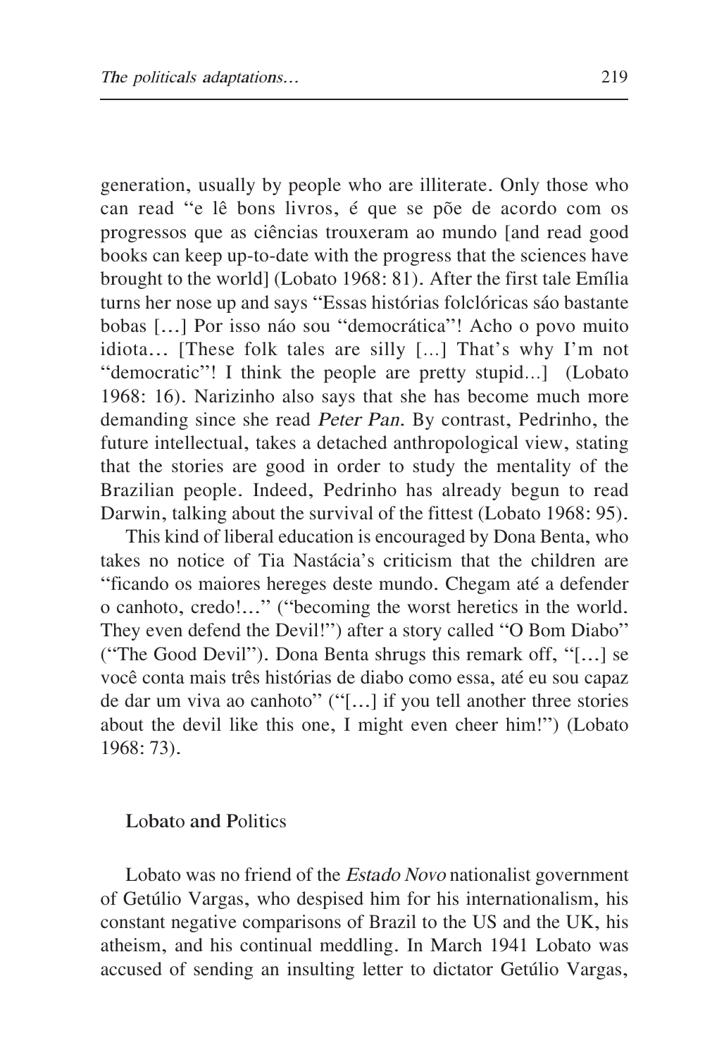generation, usually by people who are illiterate. Only those who can read "e lê bons livros, é que se põe de acordo com os progressos que as ciências trouxeram ao mundo [and read good books can keep up-to-date with the progress that the sciences have brought to the world] (Lobato 1968: 81). After the first tale Emília turns her nose up and says "Essas histórias folclóricas sáo bastante bobas […] Por isso náo sou "democrática"! Acho o povo muito idiota… [These folk tales are silly […] That's why I'm not "democratic"! I think the people are pretty stupid…] (Lobato 1968: 16). Narizinho also says that she has become much more demanding since she read *Peter Pan*. By contrast, Pedrinho, the future intellectual, takes a detached anthropological view, stating that the stories are good in order to study the mentality of the Brazilian people. Indeed, Pedrinho has already begun to read Darwin, talking about the survival of the fittest (Lobato 1968: 95).

This kind of liberal education is encouraged by Dona Benta, who takes no notice of Tia Nastácia's criticism that the children are "ficando os maiores hereges deste mundo. Chegam até a defender o canhoto, credo!…" ("becoming the worst heretics in the world. They even defend the Devil!") after a story called "O Bom Diabo" ("The Good Devil"). Dona Benta shrugs this remark off, "[…] se você conta mais três histórias de diabo como essa, até eu sou capaz de dar um viva ao canhoto" ("[…] if you tell another three stories about the devil like this one, I might even cheer him!") (Lobato 1968: 73).

## Lobato and Politics

Lobato was no friend of the *Estado Novo* nationalist government of Getúlio Vargas, who despised him for his internationalism, his constant negative comparisons of Brazil to the US and the UK, his atheism, and his continual meddling. In March 1941 Lobato was accused of sending an insulting letter to dictator Getúlio Vargas,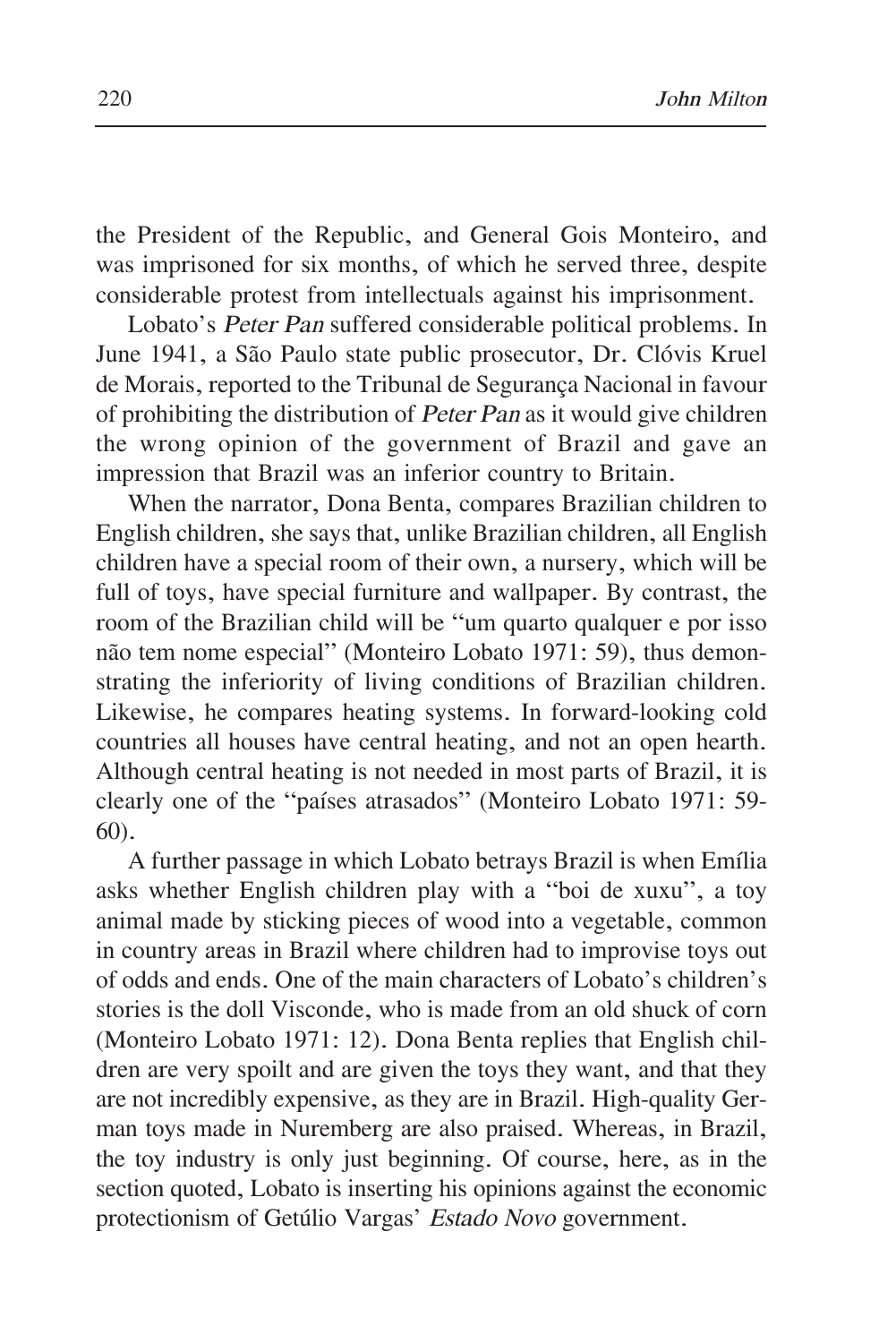the President of the Republic, and General Gois Monteiro, and was imprisoned for six months, of which he served three, despite considerable protest from intellectuals against his imprisonment.

Lobato's *Peter Pan* suffered considerable political problems. In June 1941, a São Paulo state public prosecutor, Dr. Clóvis Kruel de Morais, reported to the Tribunal de Segurança Nacional in favour of prohibiting the distribution of *Peter Pan* as it would give children the wrong opinion of the government of Brazil and gave an impression that Brazil was an inferior country to Britain.

When the narrator, Dona Benta, compares Brazilian children to English children, she says that, unlike Brazilian children, all English children have a special room of their own, a nursery, which will be full of toys, have special furniture and wallpaper. By contrast, the room of the Brazilian child will be "um quarto qualquer e por isso não tem nome especial" (Monteiro Lobato 1971: 59), thus demonstrating the inferiority of living conditions of Brazilian children. Likewise, he compares heating systems. In forward-looking cold countries all houses have central heating, and not an open hearth. Although central heating is not needed in most parts of Brazil, it is clearly one of the "países atrasados" (Monteiro Lobato 1971: 59-60).

A further passage in which Lobato betrays Brazil is when Emília asks whether English children play with a "boi de xuxu", a toy animal made by sticking pieces of wood into a vegetable, common in country areas in Brazil where children had to improvise toys out of odds and ends. One of the main characters of Lobato's children's stories is the doll Visconde, who is made from an old shuck of corn (Monteiro Lobato 1971: 12). Dona Benta replies that English children are very spoilt and are given the toys they want, and that they are not incredibly expensive, as they are in Brazil. High-quality German toys made in Nuremberg are also praised. Whereas, in Brazil, the toy industry is only just beginning. Of course, here, as in the section quoted, Lobato is inserting his opinions against the economic protectionism of Getúlio Vargas' *Estado Novo* government.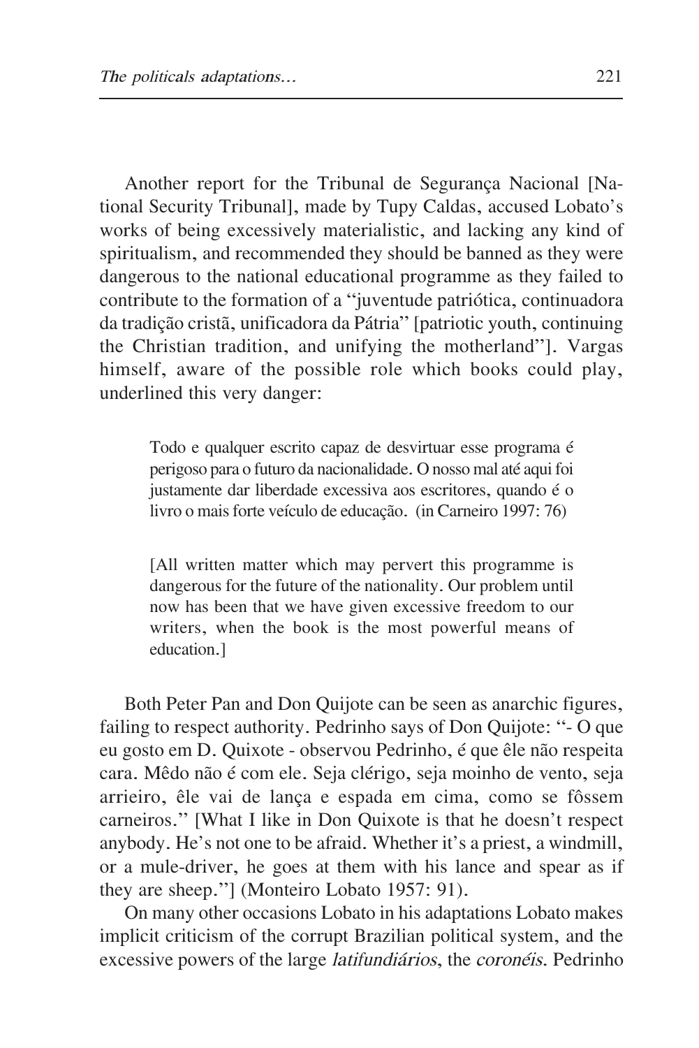Another report for the Tribunal de Segurança Nacional [National Security Tribunal], made by Tupy Caldas, accused Lobato's works of being excessively materialistic, and lacking any kind of spiritualism, and recommended they should be banned as they were dangerous to the national educational programme as they failed to contribute to the formation of a "juventude patriótica, continuadora da tradição cristã, unificadora da Pátria" [patriotic youth, continuing the Christian tradition, and unifying the motherland"]. Vargas himself, aware of the possible role which books could play, underlined this very danger:

> Todo e qualquer escrito capaz de desvirtuar esse programa é perigoso para o futuro da nacionalidade. O nosso mal até aqui foi justamente dar liberdade excessiva aos escritores, quando é o livro o mais forte veículo de educação. (in Carneiro 1997: 76)
>
> [All written matter which may pervert this programme is dangerous for the future of the nationality. Our problem until now has been that we have given excessive freedom to our writers, when the book is the most powerful means of education.]

Both Peter Pan and Don Quijote can be seen as anarchic figures, failing to respect authority. Pedrinho says of Don Quijote: "- O que eu gosto em D. Quixote - observou Pedrinho, é que êle não respeita cara. Mêdo não é com ele. Seja clérigo, seja moinho de vento, seja arrieiro, êle vai de lança e espada em cima, como se fôssem carneiros." [What I like in Don Quixote is that he doesn't respect anybody. He's not one to be afraid. Whether it's a priest, a windmill, or a mule-driver, he goes at them with his lance and spear as if they are sheep."] (Monteiro Lobato 1957: 91).

On many other occasions Lobato in his adaptations Lobato makes implicit criticism of the corrupt Brazilian political system, and the excessive powers of the large *latifundiários*, the *coronéis*. Pedrinho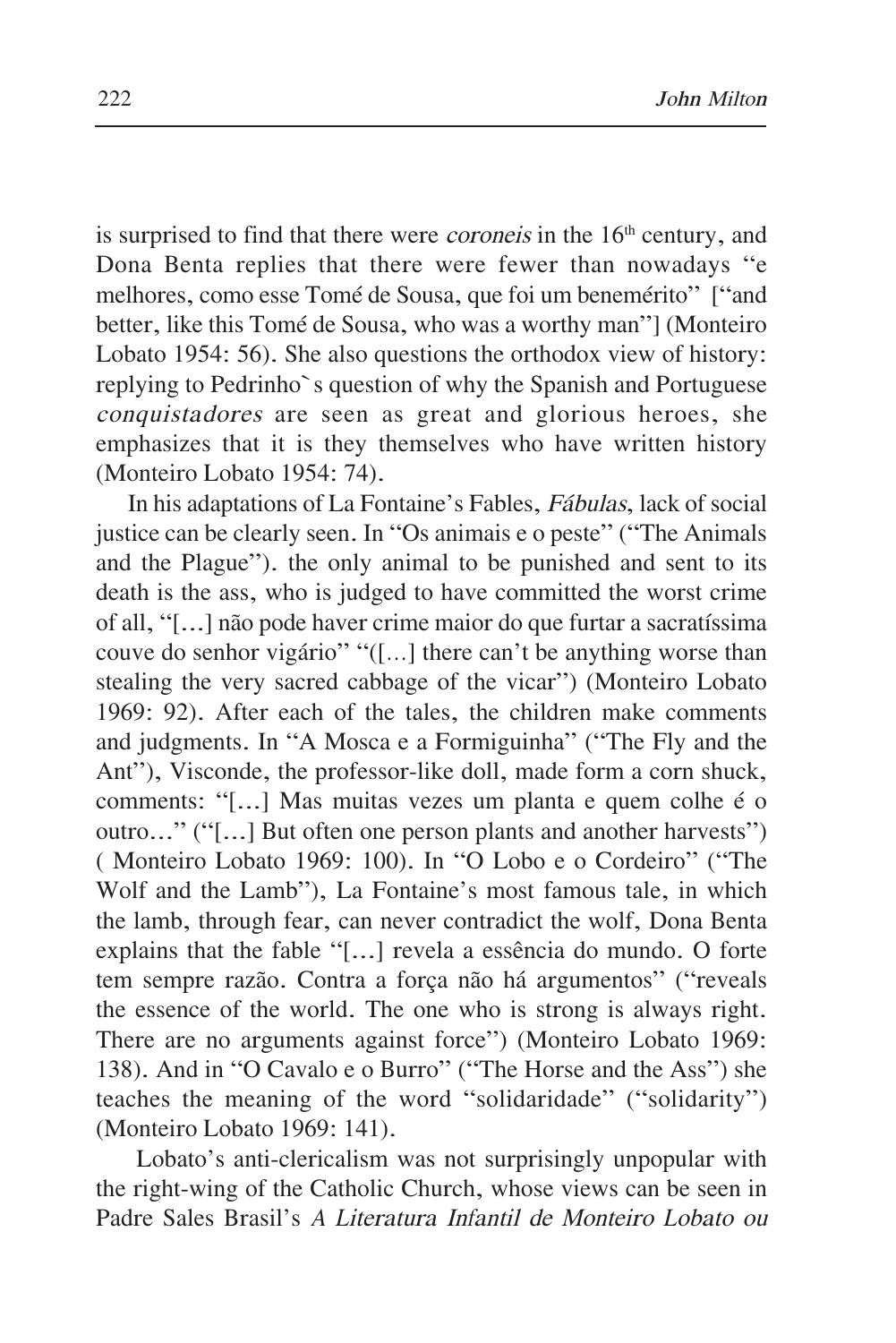is surprised to find that there were *coroneis* in the 16th century, and Dona Benta replies that there were fewer than nowadays "e melhores, como esse Tomé de Sousa, que foi um benemérito" ["and better, like this Tomé de Sousa, who was a worthy man"] (Monteiro Lobato 1954: 56). She also questions the orthodox view of history: replying to Pedrinho`s question of why the Spanish and Portuguese *conquistadores* are seen as great and glorious heroes, she emphasizes that it is they themselves who have written history (Monteiro Lobato 1954: 74).

In his adaptations of La Fontaine's Fables, *Fábulas*, lack of social justice can be clearly seen. In "Os animais e o peste" ("The Animals and the Plague"). the only animal to be punished and sent to its death is the ass, who is judged to have committed the worst crime of all, "[…] não pode haver crime maior do que furtar a sacratíssima couve do senhor vigário" "([…] there can't be anything worse than stealing the very sacred cabbage of the vicar") (Monteiro Lobato 1969: 92). After each of the tales, the children make comments and judgments. In "A Mosca e a Formiguinha" ("The Fly and the Ant"), Visconde, the professor-like doll, made form a corn shuck, comments: "[…] Mas muitas vezes um planta e quem colhe é o outro…" ("[…] But often one person plants and another harvests") ( Monteiro Lobato 1969: 100). In "O Lobo e o Cordeiro" ("The Wolf and the Lamb"), La Fontaine's most famous tale, in which the lamb, through fear, can never contradict the wolf, Dona Benta explains that the fable "[…] revela a essência do mundo. O forte tem sempre razão. Contra a força não há argumentos" ("reveals the essence of the world. The one who is strong is always right. There are no arguments against force") (Monteiro Lobato 1969: 138). And in "O Cavalo e o Burro" ("The Horse and the Ass") she teaches the meaning of the word "solidaridade" ("solidarity") (Monteiro Lobato 1969: 141).

Lobato's anti-clericalism was not surprisingly unpopular with the right-wing of the Catholic Church, whose views can be seen in Padre Sales Brasil's *A Literatura Infantil de Monteiro Lobato ou*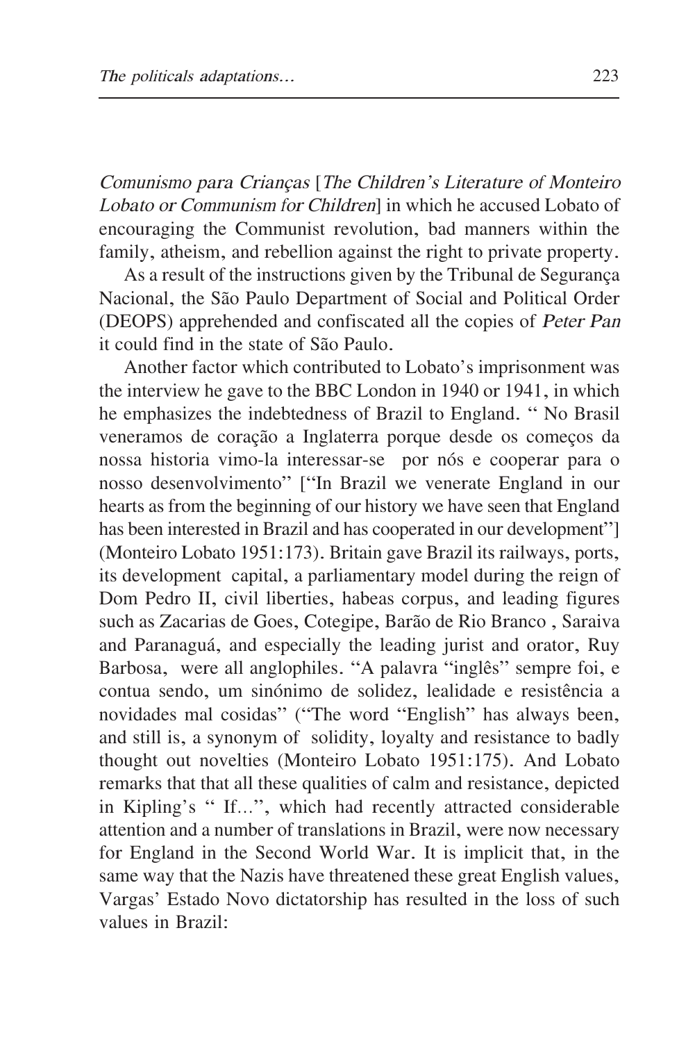*Comunismo para Crianças* [*The Children's Literature of Monteiro Lobato or Communism for Children*] in which he accused Lobato of encouraging the Communist revolution, bad manners within the family, atheism, and rebellion against the right to private property.

As a result of the instructions given by the Tribunal de Segurança Nacional, the São Paulo Department of Social and Political Order (DEOPS) apprehended and confiscated all the copies of *Peter Pan* it could find in the state of São Paulo.

Another factor which contributed to Lobato's imprisonment was the interview he gave to the BBC London in 1940 or 1941, in which he emphasizes the indebtedness of Brazil to England. " No Brasil veneramos de coração a Inglaterra porque desde os começos da nossa historia vimo-la interessar-se por nós e cooperar para o nosso desenvolvimento" ["In Brazil we venerate England in our hearts as from the beginning of our history we have seen that England has been interested in Brazil and has cooperated in our development"] (Monteiro Lobato 1951:173). Britain gave Brazil its railways, ports, its development capital, a parliamentary model during the reign of Dom Pedro II, civil liberties, habeas corpus, and leading figures such as Zacarias de Goes, Cotegipe, Barão de Rio Branco , Saraiva and Paranaguá, and especially the leading jurist and orator, Ruy Barbosa, were all anglophiles. "A palavra "inglês" sempre foi, e contua sendo, um sinónimo de solidez, lealidade e resistência a novidades mal cosidas" ("The word "English" has always been, and still is, a synonym of solidity, loyalty and resistance to badly thought out novelties (Monteiro Lobato 1951:175). And Lobato remarks that that all these qualities of calm and resistance, depicted in Kipling's " If...", which had recently attracted considerable attention and a number of translations in Brazil, were now necessary for England in the Second World War. It is implicit that, in the same way that the Nazis have threatened these great English values, Vargas' Estado Novo dictatorship has resulted in the loss of such values in Brazil: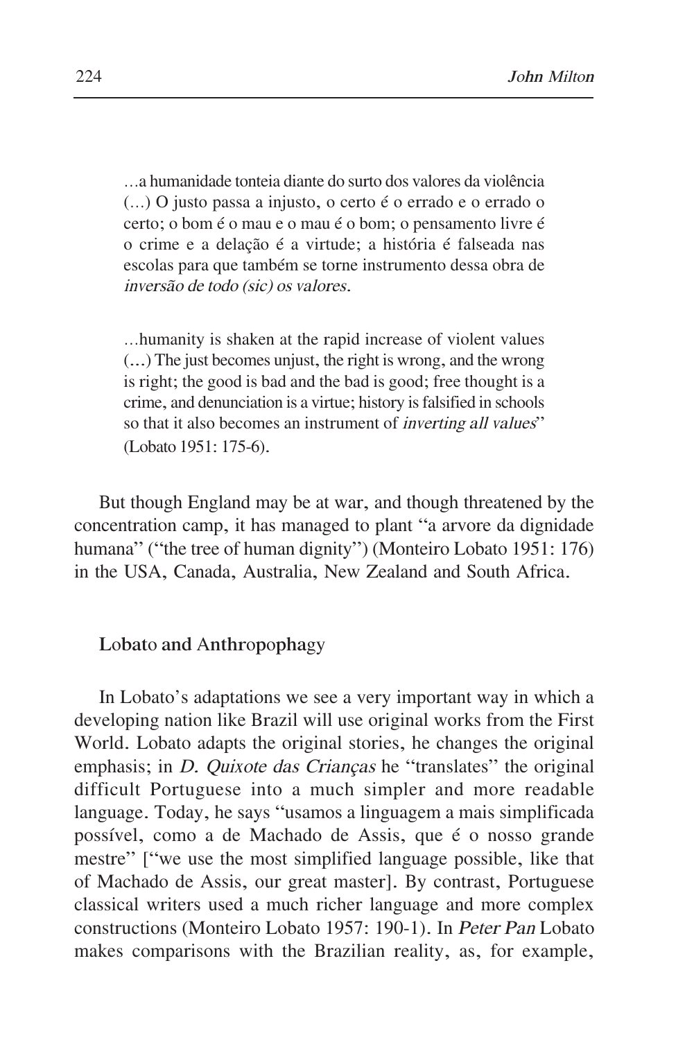…a humanidade tonteia diante do surto dos valores da violência (…) O justo passa a injusto, o certo é o errado e o errado o certo; o bom é o mau e o mau é o bom; o pensamento livre é o crime e a delação é a virtude; a história é falseada nas escolas para que também se torne instrumento dessa obra de *inversão de todo (sic) os valores.*

…humanity is shaken at the rapid increase of violent values (…) The just becomes unjust, the right is wrong, and the wrong is right; the good is bad and the bad is good; free thought is a crime, and denunciation is a virtue; history is falsified in schools so that it also becomes an instrument of *inverting all values*" (Lobato 1951: 175-6).

But though England may be at war, and though threatened by the concentration camp, it has managed to plant "a arvore da dignidade humana" ("the tree of human dignity") (Monteiro Lobato 1951: 176) in the USA, Canada, Australia, New Zealand and South Africa.

## Lobato and Anthropophagy

In Lobato's adaptations we see a very important way in which a developing nation like Brazil will use original works from the First World. Lobato adapts the original stories, he changes the original emphasis; in *D. Quixote das Crianças* he "translates" the original difficult Portuguese into a much simpler and more readable language. Today, he says "usamos a linguagem a mais simplificada possível, como a de Machado de Assis, que é o nosso grande mestre" ["we use the most simplified language possible, like that of Machado de Assis, our great master]. By contrast, Portuguese classical writers used a much richer language and more complex constructions (Monteiro Lobato 1957: 190-1). In *Peter Pan* Lobato makes comparisons with the Brazilian reality, as, for example,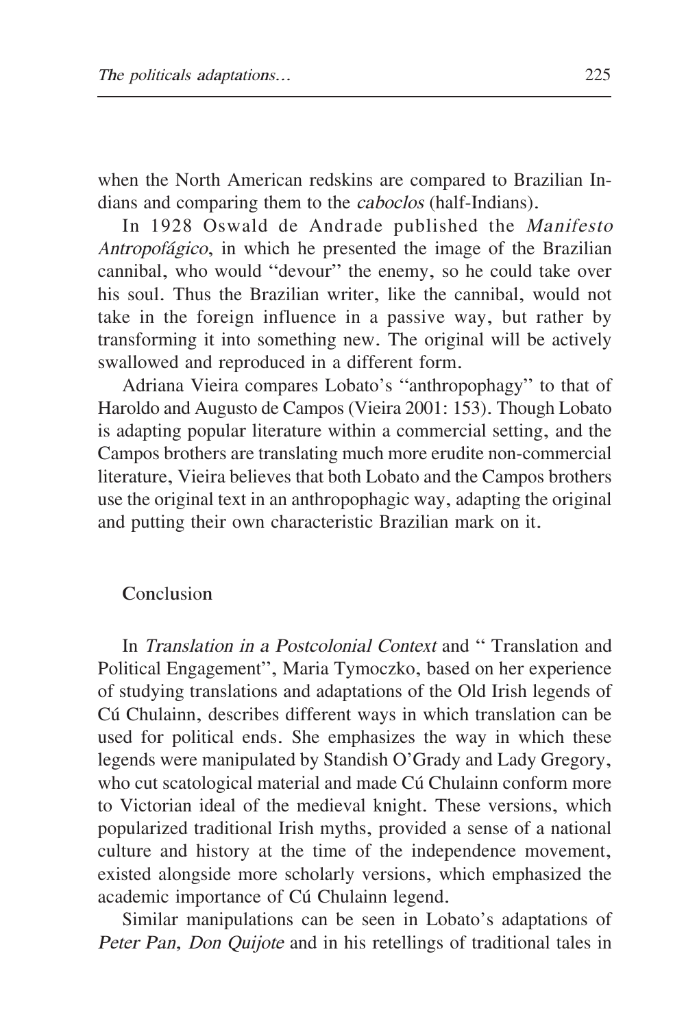when the North American redskins are compared to Brazilian Indians and comparing them to the *caboclos* (half-Indians).

In 1928 Oswald de Andrade published the *Manifesto Antropofágico*, in which he presented the image of the Brazilian cannibal, who would "devour" the enemy, so he could take over his soul. Thus the Brazilian writer, like the cannibal, would not take in the foreign influence in a passive way, but rather by transforming it into something new. The original will be actively swallowed and reproduced in a different form.

Adriana Vieira compares Lobato's "anthropophagy" to that of Haroldo and Augusto de Campos (Vieira 2001: 153). Though Lobato is adapting popular literature within a commercial setting, and the Campos brothers are translating much more erudite non-commercial literature, Vieira believes that both Lobato and the Campos brothers use the original text in an anthropophagic way, adapting the original and putting their own characteristic Brazilian mark on it.

## Conclusion

In *Translation in a Postcolonial Context* and " Translation and Political Engagement", Maria Tymoczko, based on her experience of studying translations and adaptations of the Old Irish legends of Cú Chulainn, describes different ways in which translation can be used for political ends. She emphasizes the way in which these legends were manipulated by Standish O'Grady and Lady Gregory, who cut scatological material and made Cú Chulainn conform more to Victorian ideal of the medieval knight. These versions, which popularized traditional Irish myths, provided a sense of a national culture and history at the time of the independence movement, existed alongside more scholarly versions, which emphasized the academic importance of Cú Chulainn legend.

Similar manipulations can be seen in Lobato's adaptations of *Peter Pan, Don Quijote* and in his retellings of traditional tales in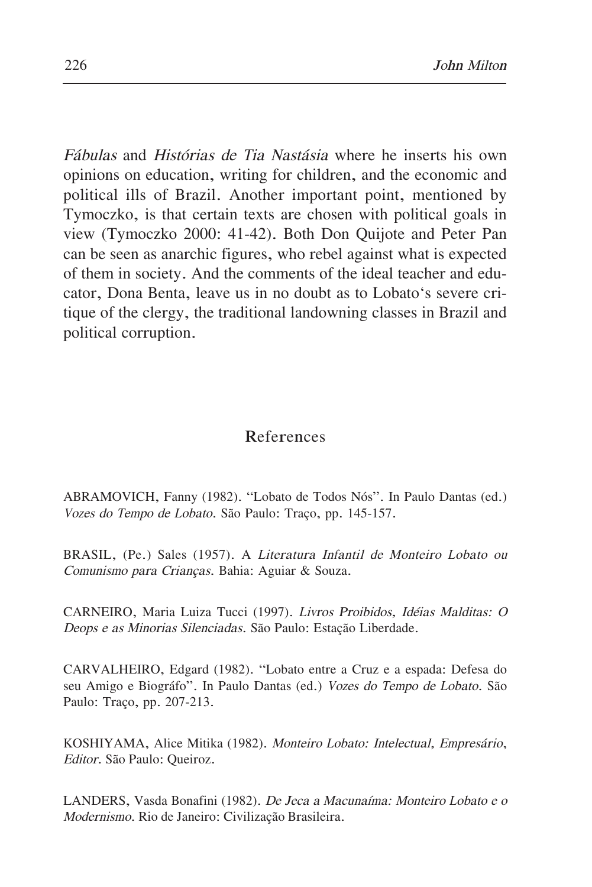*Fábulas* and *Histórias de Tia Nastásia* where he inserts his own opinions on education, writing for children, and the economic and political ills of Brazil. Another important point, mentioned by Tymoczko, is that certain texts are chosen with political goals in view (Tymoczko 2000: 41-42). Both Don Quijote and Peter Pan can be seen as anarchic figures, who rebel against what is expected of them in society. And the comments of the ideal teacher and educator, Dona Benta, leave us in no doubt as to Lobato's severe critique of the clergy, the traditional landowning classes in Brazil and political corruption.

## References

ABRAMOVICH, Fanny (1982). "Lobato de Todos Nós". In Paulo Dantas (ed.) *Vozes do Tempo de Lobato*. São Paulo: Traço, pp. 145-157.

BRASIL, (Pe.) Sales (1957). A *Literatura Infantil de Monteiro Lobato ou Comunismo para Crianças*. Bahia: Aguiar & Souza.

CARNEIRO, Maria Luiza Tucci (1997). *Livros Proibidos, Idéias Malditas: O Deops e as Minorias Silenciadas*. São Paulo: Estação Liberdade.

CARVALHEIRO, Edgard (1982). "Lobato entre a Cruz e a espada: Defesa do seu Amigo e Biográfo". In Paulo Dantas (ed.) *Vozes do Tempo de Lobato*. São Paulo: Traço, pp. 207-213.

KOSHIYAMA, Alice Mitika (1982). *Monteiro Lobato: Intelectual, Empresário, Editor*. São Paulo: Queiroz.

LANDERS, Vasda Bonafini (1982). *De Jeca a Macunaíma: Monteiro Lobato e o Modernismo*. Rio de Janeiro: Civilização Brasileira.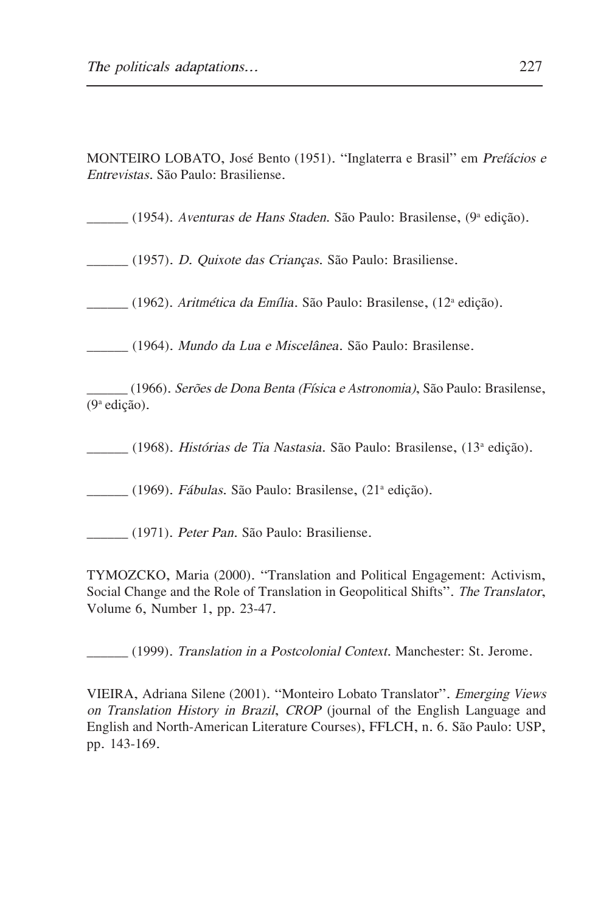MONTEIRO LOBATO, José Bento (1951). "Inglaterra e Brasil" em *Prefácios e Entrevistas*. São Paulo: Brasiliense.

______ (1954). *Aventuras de Hans Staden*. São Paulo: Brasilense, (9ª edição).

______ (1957). *D. Quixote das Crianças*. São Paulo: Brasiliense.

______ (1962). *Aritmética da Emília*. São Paulo: Brasilense, (12ª edição).

______ (1964). *Mundo da Lua e Miscelânea*. São Paulo: Brasilense.

______ (1966). *Serões de Dona Benta (Física e Astronomia)*, São Paulo: Brasilense, (9ª edição).

______ (1968). *Histórias de Tia Nastasia*. São Paulo: Brasilense, (13ª edição).

______ (1969). *Fábulas*. São Paulo: Brasilense, (21ª edição).

______ (1971). *Peter Pan*. São Paulo: Brasiliense.

TYMOZCKO, Maria (2000). "Translation and Political Engagement: Activism, Social Change and the Role of Translation in Geopolitical Shifts". *The Translator*, Volume 6, Number 1, pp. 23-47.

______ (1999). *Translation in a Postcolonial Context*. Manchester: St. Jerome.

VIEIRA, Adriana Silene (2001). "Monteiro Lobato Translator". *Emerging Views on Translation History in Brazil*, *CROP* (journal of the English Language and English and North-American Literature Courses), FFLCH, n. 6. São Paulo: USP, pp. 143-169.